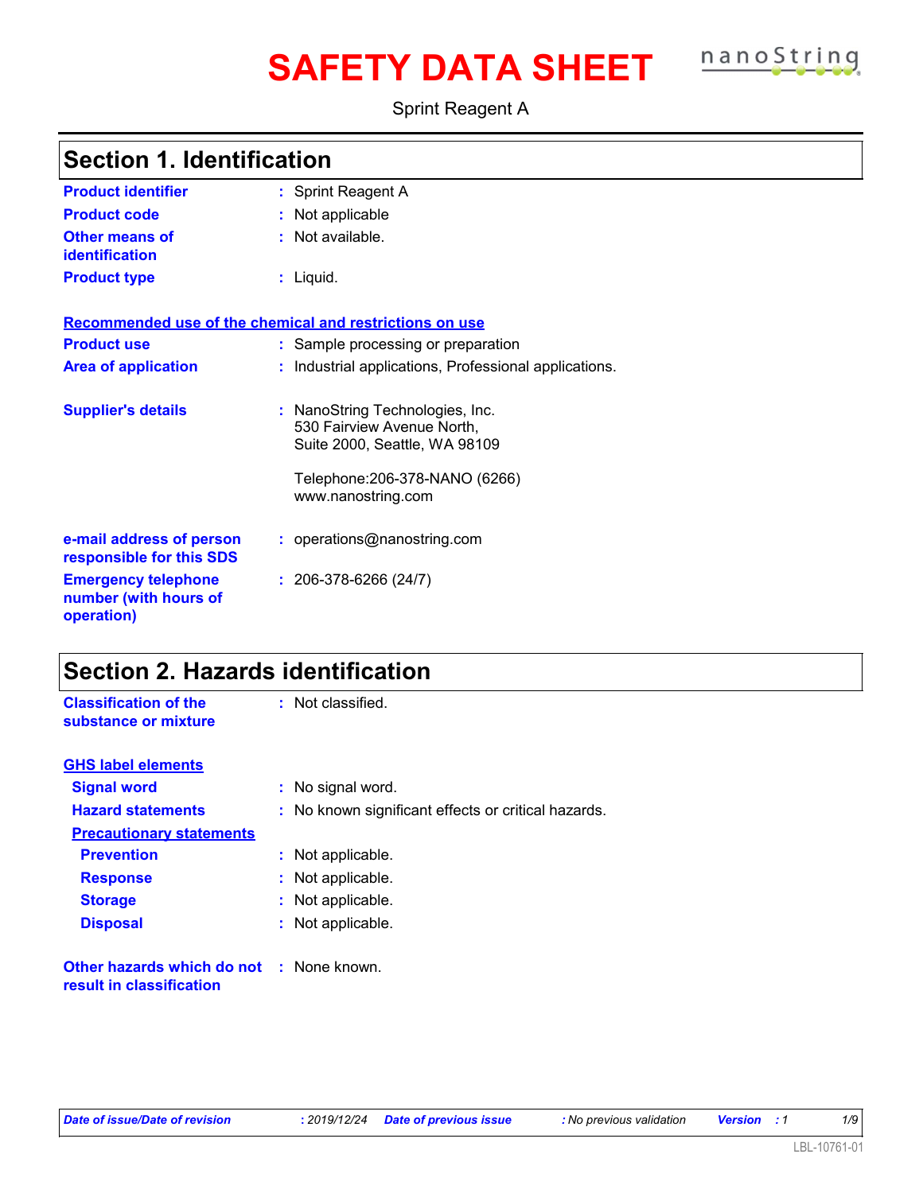# SAFETY DATA SHEET

Sprint Reagent A

## Section 1. Identification

| | |
|---|---|
| **Product identifier** | : Sprint Reagent A |
| **Product code** | : Not applicable |
| **Other means of identification** | : Not available. |
| **Product type** | : Liquid. |

**Recommended use of the chemical and restrictions on use**

| | |
|---|---|
| **Product use** | : Sample processing or preparation |
| **Area of application** | : Industrial applications, Professional applications. |
| **Supplier's details** | : NanoString Technologies, Inc.<br>530 Fairview Avenue North,<br>Suite 2000, Seattle, WA 98109<br><br>Telephone:206-378-NANO (6266)<br>www.nanostring.com |
| **e-mail address of person responsible for this SDS** | : operations@nanostring.com |
| **Emergency telephone number (with hours of operation)** | : 206-378-6266 (24/7) |

## Section 2. Hazards identification

| | |
|---|---|
| **Classification of the substance or mixture** | : Not classified. |

**GHS label elements**

| | |
|---|---|
| **Signal word** | : No signal word. |
| **Hazard statements** | : No known significant effects or critical hazards. |

**Precautionary statements**

| | |
|---|---|
| **Prevention** | : Not applicable. |
| **Response** | : Not applicable. |
| **Storage** | : Not applicable. |
| **Disposal** | : Not applicable. |

| | |
|---|---|
| **Other hazards which do not result in classification** | : None known. |

*Date of issue/Date of revision* : 2019/12/24 *Date of previous issue* : No previous validation *Version* : 1

LBL-10761-01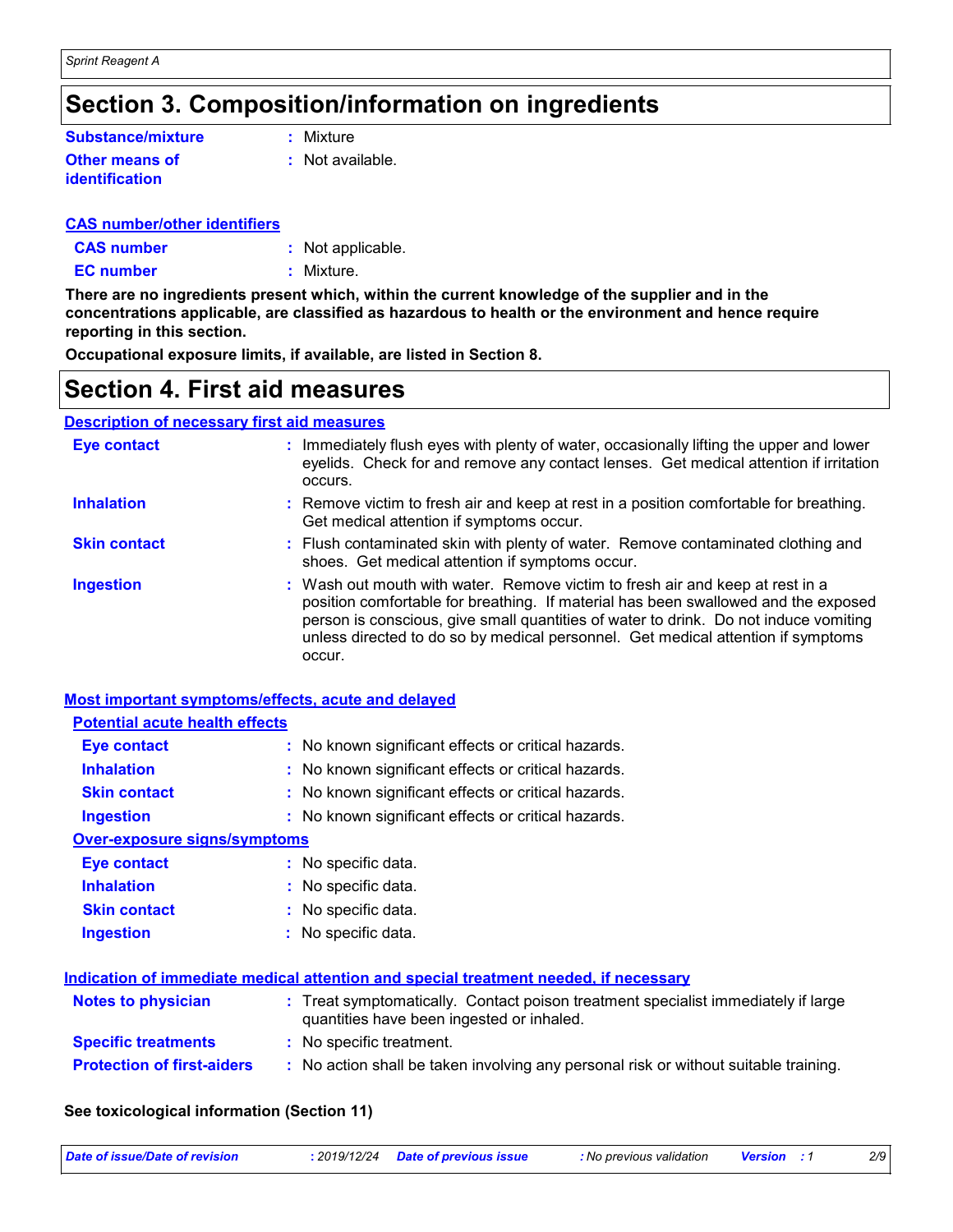# Section 3. Composition/information on ingredients

**Substance/mixture** : Mixture

**Other means of identification** : Not available.

**CAS number/other identifiers**

**CAS number** : Not applicable.

**EC number** : Mixture.

**There are no ingredients present which, within the current knowledge of the supplier and in the concentrations applicable, are classified as hazardous to health or the environment and hence require reporting in this section.**

**Occupational exposure limits, if available, are listed in Section 8.**

# Section 4. First aid measures

**Description of necessary first aid measures**

**Eye contact** : Immediately flush eyes with plenty of water, occasionally lifting the upper and lower eyelids. Check for and remove any contact lenses. Get medical attention if irritation occurs.

**Inhalation** : Remove victim to fresh air and keep at rest in a position comfortable for breathing. Get medical attention if symptoms occur.

**Skin contact** : Flush contaminated skin with plenty of water. Remove contaminated clothing and shoes. Get medical attention if symptoms occur.

**Ingestion** : Wash out mouth with water. Remove victim to fresh air and keep at rest in a position comfortable for breathing. If material has been swallowed and the exposed person is conscious, give small quantities of water to drink. Do not induce vomiting unless directed to do so by medical personnel. Get medical attention if symptoms occur.

**Most important symptoms/effects, acute and delayed**

**Potential acute health effects**

**Eye contact** : No known significant effects or critical hazards.

**Inhalation** : No known significant effects or critical hazards.

**Skin contact** : No known significant effects or critical hazards.

**Ingestion** : No known significant effects or critical hazards.

**Over-exposure signs/symptoms**

**Eye contact** : No specific data.

**Inhalation** : No specific data.

**Skin contact** : No specific data.

**Ingestion** : No specific data.

**Indication of immediate medical attention and special treatment needed, if necessary**

**Notes to physician** : Treat symptomatically. Contact poison treatment specialist immediately if large quantities have been ingested or inhaled.

**Specific treatments** : No specific treatment.

**Protection of first-aiders** : No action shall be taken involving any personal risk or without suitable training.

**See toxicological information (Section 11)**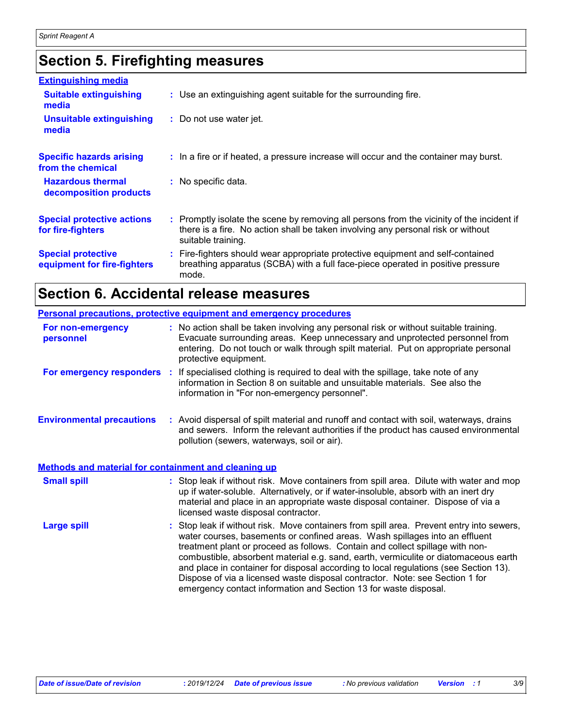# Section 5. Firefighting measures

**Extinguishing media**

| | |
|---|---|
| **Suitable extinguishing media** | : Use an extinguishing agent suitable for the surrounding fire. |
| **Unsuitable extinguishing media** | : Do not use water jet. |
| **Specific hazards arising from the chemical** | : In a fire or if heated, a pressure increase will occur and the container may burst. |
| **Hazardous thermal decomposition products** | : No specific data. |
| **Special protective actions for fire-fighters** | : Promptly isolate the scene by removing all persons from the vicinity of the incident if there is a fire. No action shall be taken involving any personal risk or without suitable training. |
| **Special protective equipment for fire-fighters** | : Fire-fighters should wear appropriate protective equipment and self-contained breathing apparatus (SCBA) with a full face-piece operated in positive pressure mode. |

# Section 6. Accidental release measures

**Personal precautions, protective equipment and emergency procedures**

| | |
|---|---|
| **For non-emergency personnel** | : No action shall be taken involving any personal risk or without suitable training. Evacuate surrounding areas. Keep unnecessary and unprotected personnel from entering. Do not touch or walk through spilt material. Put on appropriate personal protective equipment. |
| **For emergency responders** | : If specialised clothing is required to deal with the spillage, take note of any information in Section 8 on suitable and unsuitable materials. See also the information in "For non-emergency personnel". |
| **Environmental precautions** | : Avoid dispersal of spilt material and runoff and contact with soil, waterways, drains and sewers. Inform the relevant authorities if the product has caused environmental pollution (sewers, waterways, soil or air). |

**Methods and material for containment and cleaning up**

| | |
|---|---|
| **Small spill** | : Stop leak if without risk. Move containers from spill area. Dilute with water and mop up if water-soluble. Alternatively, or if water-insoluble, absorb with an inert dry material and place in an appropriate waste disposal container. Dispose of via a licensed waste disposal contractor. |
| **Large spill** | : Stop leak if without risk. Move containers from spill area. Prevent entry into sewers, water courses, basements or confined areas. Wash spillages into an effluent treatment plant or proceed as follows. Contain and collect spillage with non-combustible, absorbent material e.g. sand, earth, vermiculite or diatomaceous earth and place in container for disposal according to local regulations (see Section 13). Dispose of via a licensed waste disposal contractor. Note: see Section 1 for emergency contact information and Section 13 for waste disposal. |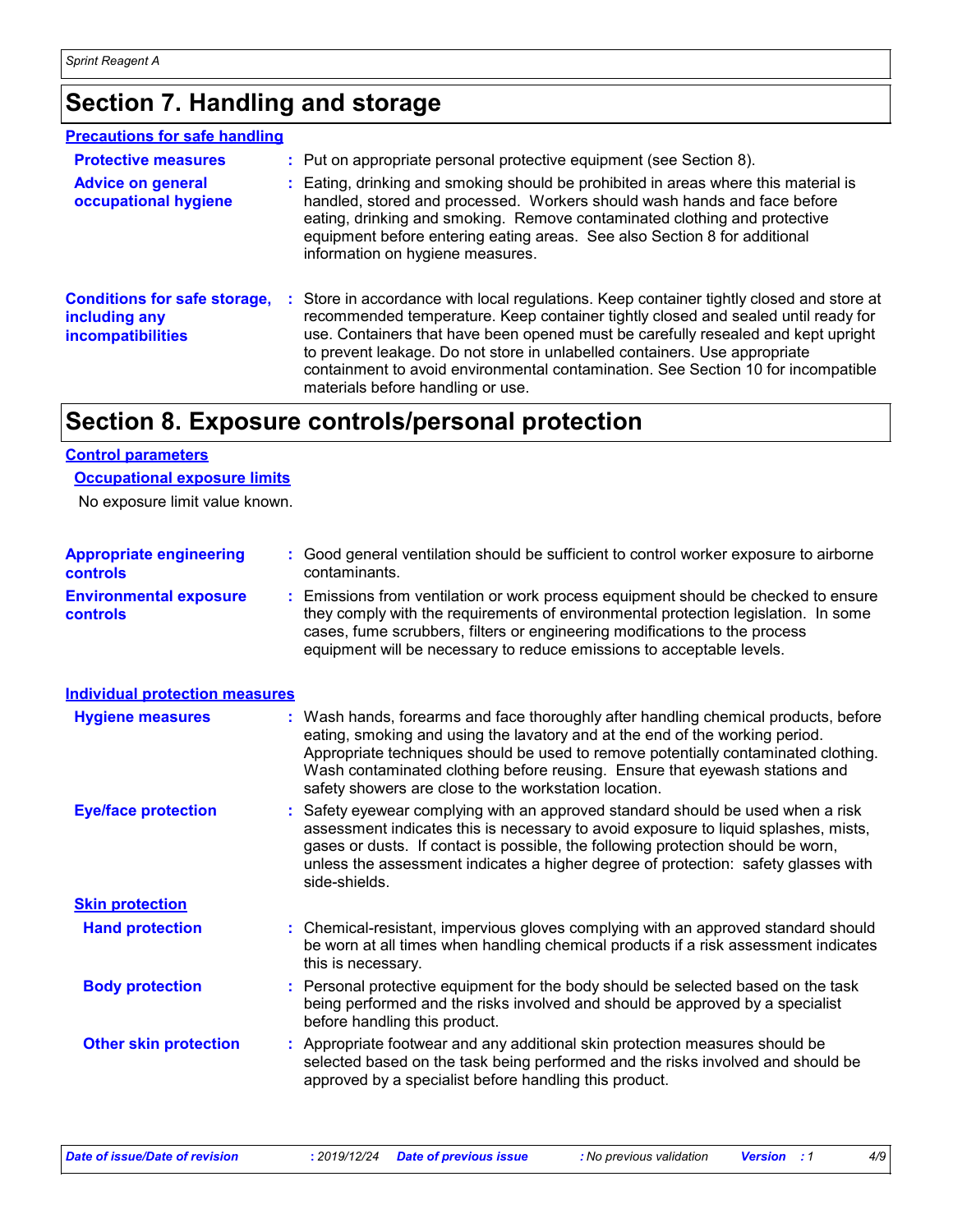# Section 7. Handling and storage

## Precautions for safe handling

**Protective measures** : Put on appropriate personal protective equipment (see Section 8).

**Advice on general occupational hygiene** : Eating, drinking and smoking should be prohibited in areas where this material is handled, stored and processed. Workers should wash hands and face before eating, drinking and smoking. Remove contaminated clothing and protective equipment before entering eating areas. See also Section 8 for additional information on hygiene measures.

**Conditions for safe storage, including any incompatibilities** : Store in accordance with local regulations. Keep container tightly closed and store at recommended temperature. Keep container tightly closed and sealed until ready for use. Containers that have been opened must be carefully resealed and kept upright to prevent leakage. Do not store in unlabelled containers. Use appropriate containment to avoid environmental contamination. See Section 10 for incompatible materials before handling or use.

# Section 8. Exposure controls/personal protection

## Control parameters

### Occupational exposure limits

No exposure limit value known.

**Appropriate engineering controls** : Good general ventilation should be sufficient to control worker exposure to airborne contaminants.

**Environmental exposure controls** : Emissions from ventilation or work process equipment should be checked to ensure they comply with the requirements of environmental protection legislation. In some cases, fume scrubbers, filters or engineering modifications to the process equipment will be necessary to reduce emissions to acceptable levels.

## Individual protection measures

**Hygiene measures** : Wash hands, forearms and face thoroughly after handling chemical products, before eating, smoking and using the lavatory and at the end of the working period. Appropriate techniques should be used to remove potentially contaminated clothing. Wash contaminated clothing before reusing. Ensure that eyewash stations and safety showers are close to the workstation location.

**Eye/face protection** : Safety eyewear complying with an approved standard should be used when a risk assessment indicates this is necessary to avoid exposure to liquid splashes, mists, gases or dusts. If contact is possible, the following protection should be worn, unless the assessment indicates a higher degree of protection: safety glasses with side-shields.

### Skin protection

**Hand protection** : Chemical-resistant, impervious gloves complying with an approved standard should be worn at all times when handling chemical products if a risk assessment indicates this is necessary.

**Body protection** : Personal protective equipment for the body should be selected based on the task being performed and the risks involved and should be approved by a specialist before handling this product.

**Other skin protection** : Appropriate footwear and any additional skin protection measures should be selected based on the task being performed and the risks involved and should be approved by a specialist before handling this product.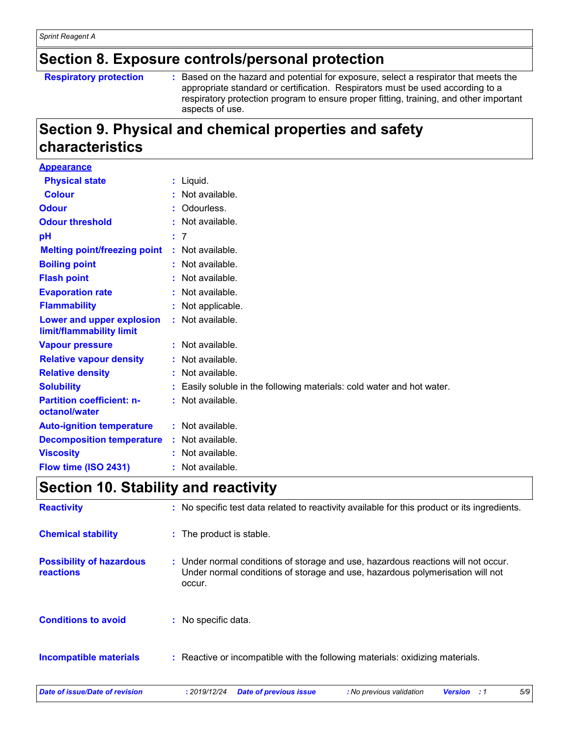## Section 8. Exposure controls/personal protection

| | |
|---|---|
| **Respiratory protection** | : Based on the hazard and potential for exposure, select a respirator that meets the appropriate standard or certification. Respirators must be used according to a respiratory protection program to ensure proper fitting, training, and other important aspects of use. |

## Section 9. Physical and chemical properties and safety characteristics

**Appearance**

| | |
|---|---|
| **Physical state** | : Liquid. |
| **Colour** | : Not available. |
| **Odour** | : Odourless. |
| **Odour threshold** | : Not available. |
| **pH** | : 7 |
| **Melting point/freezing point** | : Not available. |
| **Boiling point** | : Not available. |
| **Flash point** | : Not available. |
| **Evaporation rate** | : Not available. |
| **Flammability** | : Not applicable. |
| **Lower and upper explosion limit/flammability limit** | : Not available. |
| **Vapour pressure** | : Not available. |
| **Relative vapour density** | : Not available. |
| **Relative density** | : Not available. |
| **Solubility** | : Easily soluble in the following materials: cold water and hot water. |
| **Partition coefficient: n-octanol/water** | : Not available. |
| **Auto-ignition temperature** | : Not available. |
| **Decomposition temperature** | : Not available. |
| **Viscosity** | : Not available. |
| **Flow time (ISO 2431)** | : Not available. |

## Section 10. Stability and reactivity

| | |
|---|---|
| **Reactivity** | : No specific test data related to reactivity available for this product or its ingredients. |
| **Chemical stability** | : The product is stable. |
| **Possibility of hazardous reactions** | : Under normal conditions of storage and use, hazardous reactions will not occur. Under normal conditions of storage and use, hazardous polymerisation will not occur. |
| **Conditions to avoid** | : No specific data. |
| **Incompatible materials** | : Reactive or incompatible with the following materials: oxidizing materials. |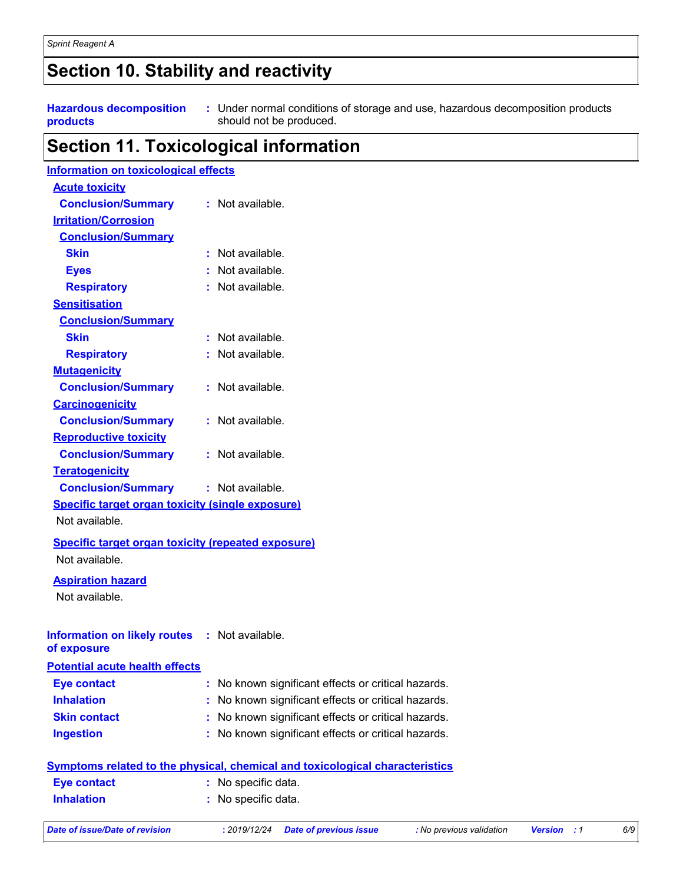# Section 10. Stability and reactivity

**Hazardous decomposition products** : Under normal conditions of storage and use, hazardous decomposition products should not be produced.

# Section 11. Toxicological information

## Information on toxicological effects

### Acute toxicity

**Conclusion/Summary** : Not available.

### Irritation/Corrosion

**Conclusion/Summary**

- **Skin** : Not available.
- **Eyes** : Not available.
- **Respiratory** : Not available.

### Sensitisation

**Conclusion/Summary**

- **Skin** : Not available.
- **Respiratory** : Not available.

### Mutagenicity

**Conclusion/Summary** : Not available.

### Carcinogenicity

**Conclusion/Summary** : Not available.

### Reproductive toxicity

**Conclusion/Summary** : Not available.

### Teratogenicity

**Conclusion/Summary** : Not available.

### Specific target organ toxicity (single exposure)

Not available.

### Specific target organ toxicity (repeated exposure)

Not available.

### Aspiration hazard

Not available.

**Information on likely routes of exposure** : Not available.

## Potential acute health effects

- **Eye contact** : No known significant effects or critical hazards.
- **Inhalation** : No known significant effects or critical hazards.
- **Skin contact** : No known significant effects or critical hazards.
- **Ingestion** : No known significant effects or critical hazards.

## Symptoms related to the physical, chemical and toxicological characteristics

- **Eye contact** : No specific data.
- **Inhalation** : No specific data.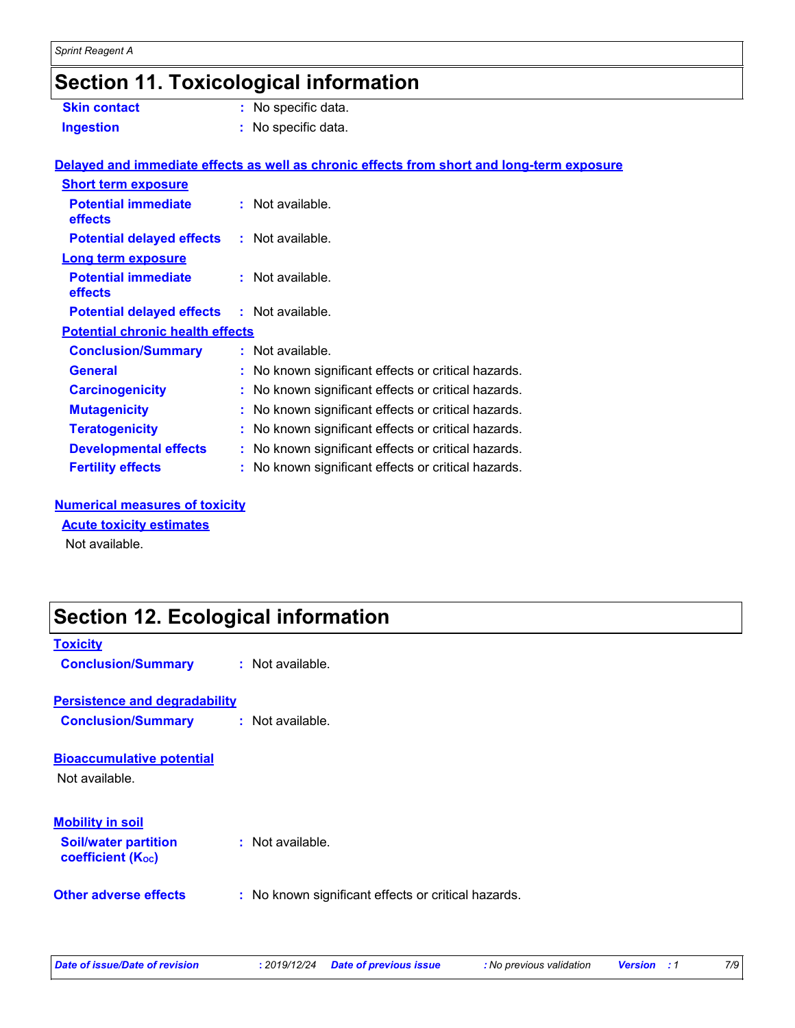# Section 11. Toxicological information

| | | |
|---|---|---|
| **Skin contact** | : | No specific data. |
| **Ingestion** | : | No specific data. |

## Delayed and immediate effects as well as chronic effects from short and long-term exposure

### Short term exposure

| | | |
|---|---|---|
| **Potential immediate effects** | : | Not available. |
| **Potential delayed effects** | : | Not available. |

### Long term exposure

| | | |
|---|---|---|
| **Potential immediate effects** | : | Not available. |
| **Potential delayed effects** | : | Not available. |

### Potential chronic health effects

| | | |
|---|---|---|
| **Conclusion/Summary** | : | Not available. |
| **General** | : | No known significant effects or critical hazards. |
| **Carcinogenicity** | : | No known significant effects or critical hazards. |
| **Mutagenicity** | : | No known significant effects or critical hazards. |
| **Teratogenicity** | : | No known significant effects or critical hazards. |
| **Developmental effects** | : | No known significant effects or critical hazards. |
| **Fertility effects** | : | No known significant effects or critical hazards. |

## Numerical measures of toxicity

### Acute toxicity estimates

Not available.

# Section 12. Ecological information

## Toxicity

| | | |
|---|---|---|
| **Conclusion/Summary** | : | Not available. |

## Persistence and degradability

| | | |
|---|---|---|
| **Conclusion/Summary** | : | Not available. |

## Bioaccumulative potential

Not available.

## Mobility in soil

| | | |
|---|---|---|
| **Soil/water partition coefficient ($K_{OC}$)** | : | Not available. |

| | | |
|---|---|---|
| **Other adverse effects** | : | No known significant effects or critical hazards. |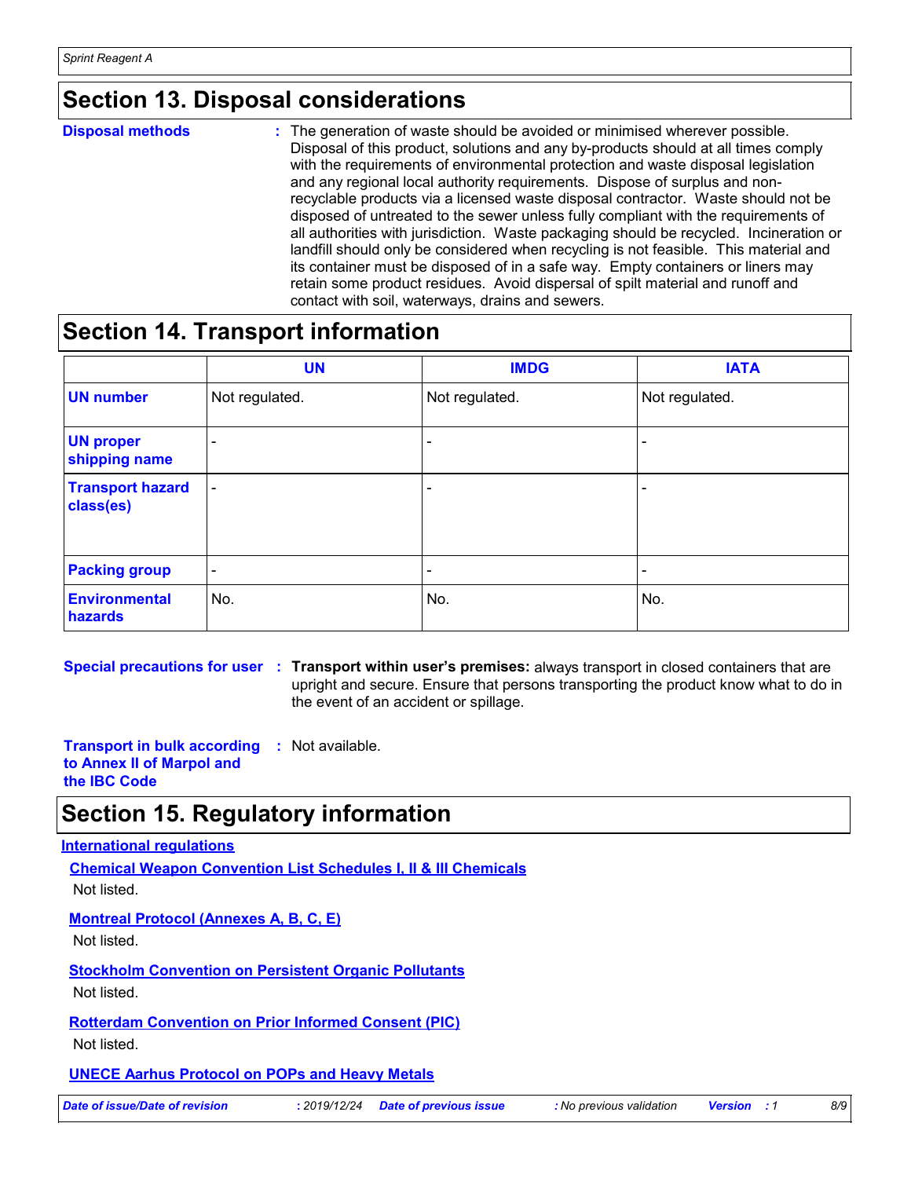## Section 13. Disposal considerations

**Disposal methods** : The generation of waste should be avoided or minimised wherever possible. Disposal of this product, solutions and any by-products should at all times comply with the requirements of environmental protection and waste disposal legislation and any regional local authority requirements. Dispose of surplus and non-recyclable products via a licensed waste disposal contractor. Waste should not be disposed of untreated to the sewer unless fully compliant with the requirements of all authorities with jurisdiction. Waste packaging should be recycled. Incineration or landfill should only be considered when recycling is not feasible. This material and its container must be disposed of in a safe way. Empty containers or liners may retain some product residues. Avoid dispersal of spilt material and runoff and contact with soil, waterways, drains and sewers.

## Section 14. Transport information

| | UN | IMDG | IATA |
|---|---|---|---|
| **UN number** | Not regulated. | Not regulated. | Not regulated. |
| **UN proper shipping name** | - | - | - |
| **Transport hazard class(es)** | - | - | - |
| **Packing group** | - | - | - |
| **Environmental hazards** | No. | No. | No. |

**Special precautions for user** : **Transport within user's premises:** always transport in closed containers that are upright and secure. Ensure that persons transporting the product know what to do in the event of an accident or spillage.

**Transport in bulk according to Annex II of Marpol and the IBC Code** : Not available.

## Section 15. Regulatory information

**International regulations**

**Chemical Weapon Convention List Schedules I, II & III Chemicals**

Not listed.

**Montreal Protocol (Annexes A, B, C, E)**

Not listed.

**Stockholm Convention on Persistent Organic Pollutants**

Not listed.

**Rotterdam Convention on Prior Informed Consent (PIC)**

Not listed.

**UNECE Aarhus Protocol on POPs and Heavy Metals**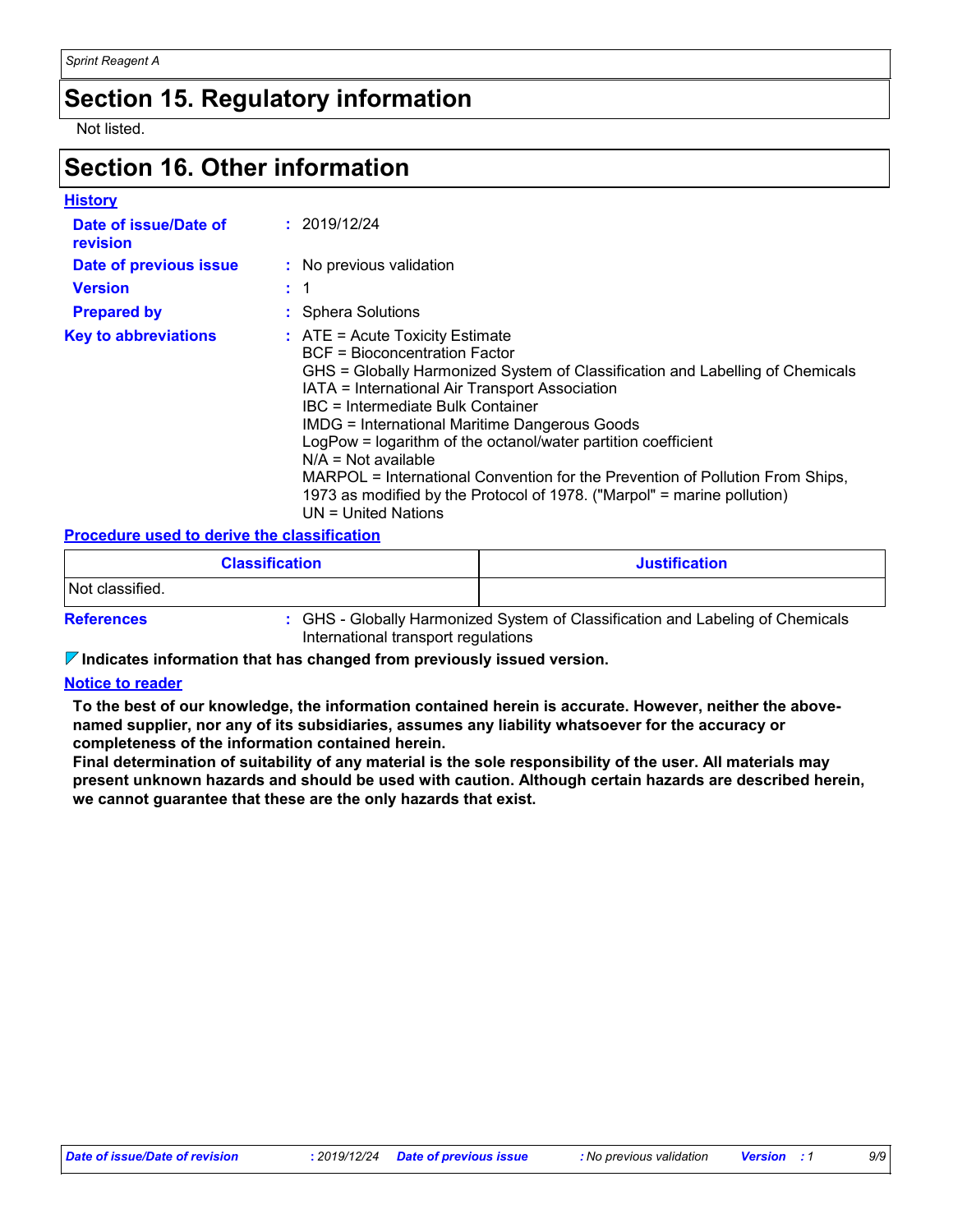## Section 15. Regulatory information

Not listed.

## Section 16. Other information

**History**

**Date of issue/Date of revision** : 2019/12/24

**Date of previous issue** : No previous validation

**Version** : 1

**Prepared by** : Sphera Solutions

**Key to abbreviations** : ATE = Acute Toxicity Estimate
BCF = Bioconcentration Factor
GHS = Globally Harmonized System of Classification and Labelling of Chemicals
IATA = International Air Transport Association
IBC = Intermediate Bulk Container
IMDG = International Maritime Dangerous Goods
LogPow = logarithm of the octanol/water partition coefficient
N/A = Not available
MARPOL = International Convention for the Prevention of Pollution From Ships, 1973 as modified by the Protocol of 1978. ("Marpol" = marine pollution)
UN = United Nations

**Procedure used to derive the classification**

| Classification | Justification |
| --- | --- |
| Not classified. | |

**References** : GHS - Globally Harmonized System of Classification and Labeling of Chemicals
International transport regulations

**Indicates information that has changed from previously issued version.**

**Notice to reader**

**To the best of our knowledge, the information contained herein is accurate. However, neither the above-named supplier, nor any of its subsidiaries, assumes any liability whatsoever for the accuracy or completeness of the information contained herein.**
**Final determination of suitability of any material is the sole responsibility of the user. All materials may present unknown hazards and should be used with caution. Although certain hazards are described herein, we cannot guarantee that these are the only hazards that exist.**